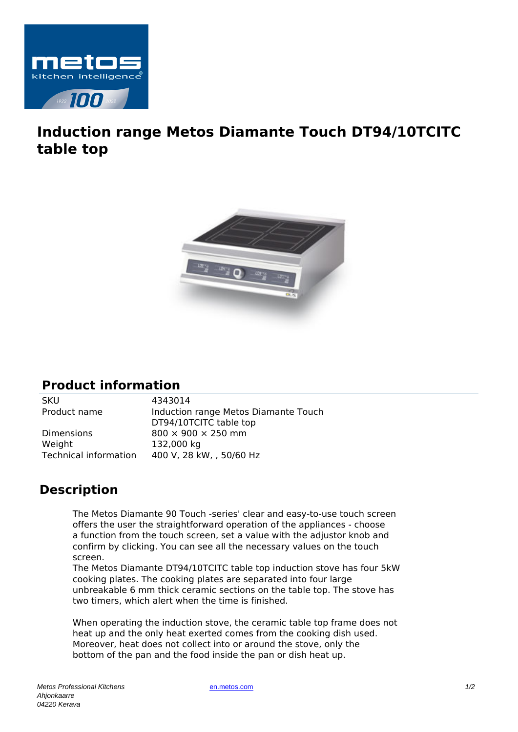# Induction range Metos Diamante Touch DT94/10TCITC table top

## Product information

| | |
|---|---|
| SKU | 4343014 |
| Product name | Induction range Metos Diamante Touch DT94/10TCITC table top |
| Dimensions | 800 × 900 × 250 mm |
| Weight | 132,000 kg |
| Technical information | 400 V, 28 kW, , 50/60 Hz |

## Description

The Metos Diamante 90 Touch -series' clear and easy-to-use touch screen offers the user the straightforward operation of the appliances - choose a function from the touch screen, set a value with the adjustor knob and confirm by clicking. You can see all the necessary values on the touch screen.
The Metos Diamante DT94/10TCITC table top induction stove has four 5kW cooking plates. The cooking plates are separated into four large unbreakable 6 mm thick ceramic sections on the table top. The stove has two timers, which alert when the time is finished.

When operating the induction stove, the ceramic table top frame does not heat up and the only heat exerted comes from the cooking dish used. Moreover, heat does not collect into or around the stove, only the bottom of the pan and the food inside the pan or dish heat up.

*Metos Professional Kitchens*
*Ahjonkaarre*
*04220 Kerava*

en.metos.com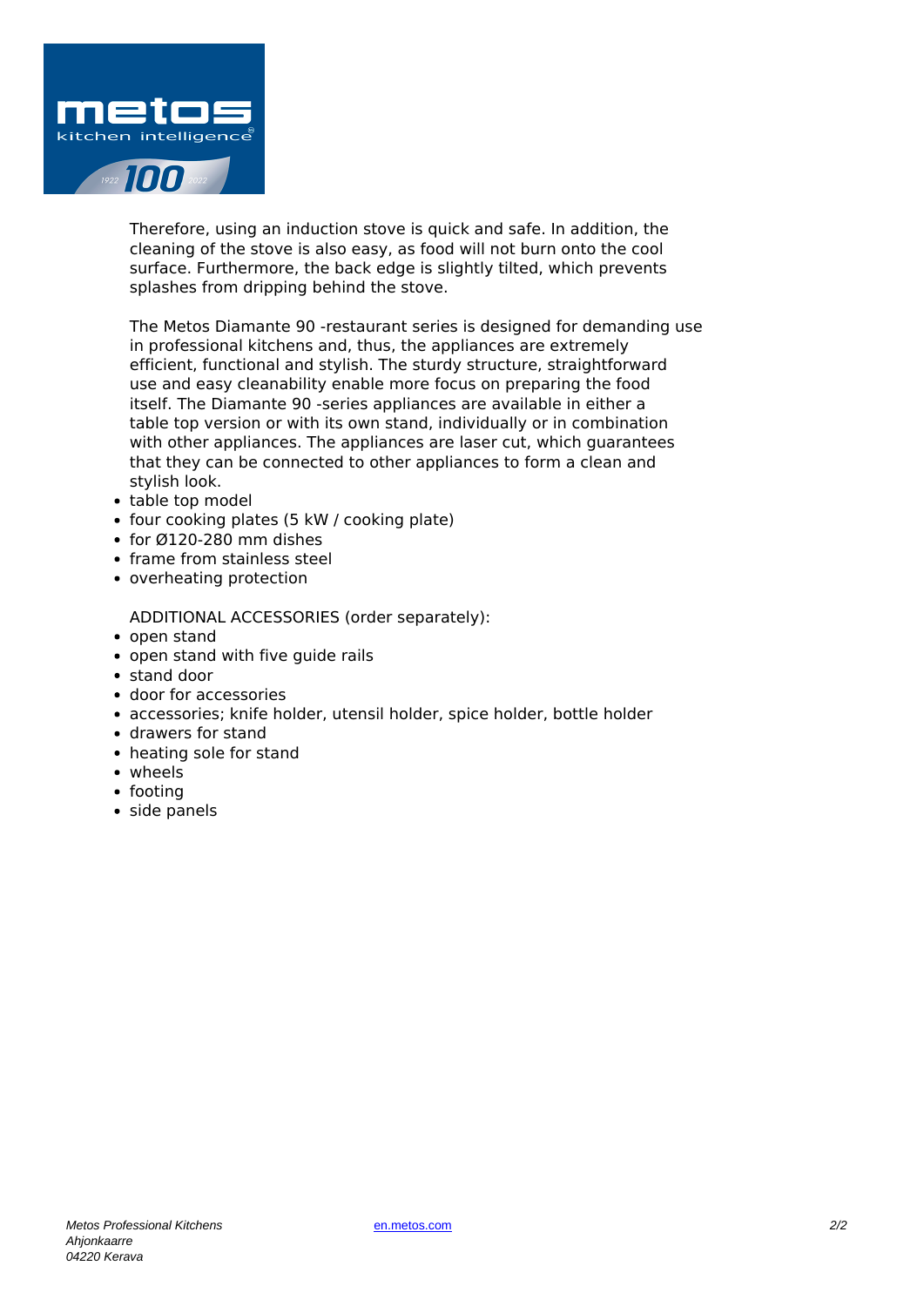Therefore, using an induction stove is quick and safe. In addition, the cleaning of the stove is also easy, as food will not burn onto the cool surface. Furthermore, the back edge is slightly tilted, which prevents splashes from dripping behind the stove.

The Metos Diamante 90 -restaurant series is designed for demanding use in professional kitchens and, thus, the appliances are extremely efficient, functional and stylish. The sturdy structure, straightforward use and easy cleanability enable more focus on preparing the food itself. The Diamante 90 -series appliances are available in either a table top version or with its own stand, individually or in combination with other appliances. The appliances are laser cut, which guarantees that they can be connected to other appliances to form a clean and stylish look.

- table top model
- four cooking plates (5 kW / cooking plate)
- for Ø120-280 mm dishes
- frame from stainless steel
- overheating protection

ADDITIONAL ACCESSORIES (order separately):

- open stand
- open stand with five guide rails
- stand door
- door for accessories
- accessories; knife holder, utensil holder, spice holder, bottle holder
- drawers for stand
- heating sole for stand
- wheels
- footing
- side panels